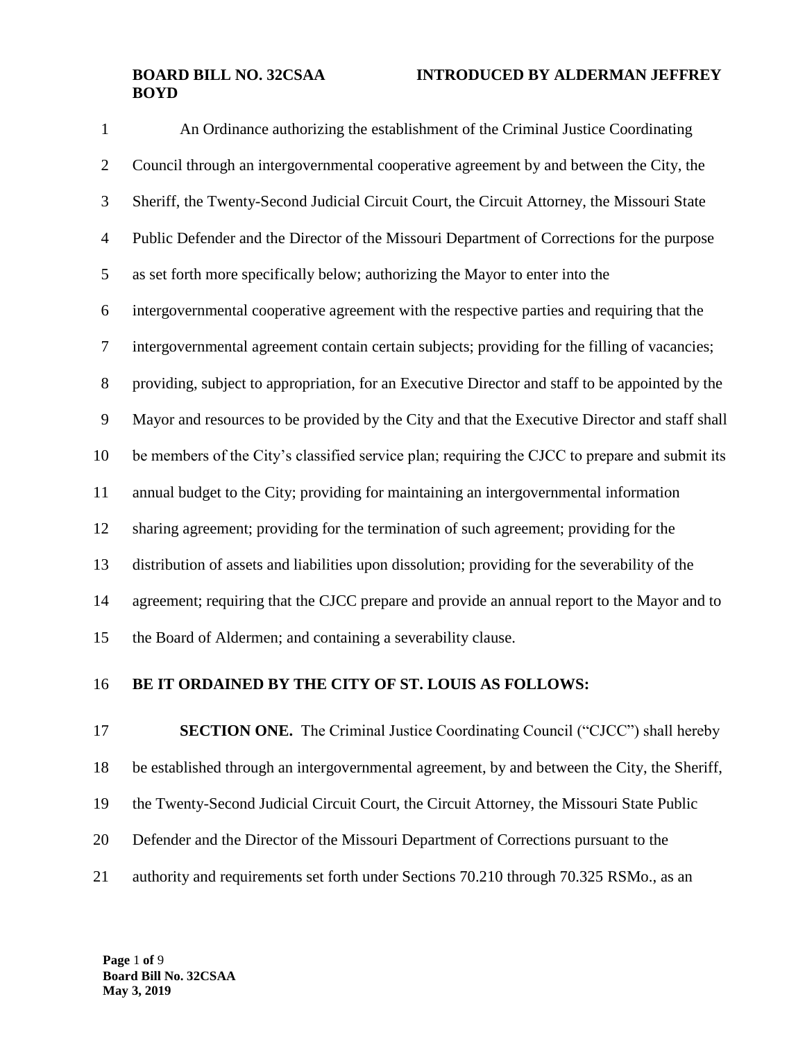**BOARD BILL NO. 32CSAA INTRODUCED BY ALDERMAN JEFFREY BOYD**

An Ordinance authorizing the establishment of the Criminal Justice Coordinating Council through an intergovernmental cooperative agreement by and between the City, the Sheriff, the Twenty-Second Judicial Circuit Court, the Circuit Attorney, the Missouri State Public Defender and the Director of the Missouri Department of Corrections for the purpose as set forth more specifically below; authorizing the Mayor to enter into the intergovernmental cooperative agreement with the respective parties and requiring that the intergovernmental agreement contain certain subjects; providing for the filling of vacancies; providing, subject to appropriation, for an Executive Director and staff to be appointed by the Mayor and resources to be provided by the City and that the Executive Director and staff shall be members of the City's classified service plan; requiring the CJCC to prepare and submit its annual budget to the City; providing for maintaining an intergovernmental information sharing agreement; providing for the termination of such agreement; providing for the distribution of assets and liabilities upon dissolution; providing for the severability of the agreement; requiring that the CJCC prepare and provide an annual report to the Mayor and to the Board of Aldermen; and containing a severability clause.

**BE IT ORDAINED BY THE CITY OF ST. LOUIS AS FOLLOWS:**

**SECTION ONE.** The Criminal Justice Coordinating Council ("CJCC") shall hereby be established through an intergovernmental agreement, by and between the City, the Sheriff, the Twenty-Second Judicial Circuit Court, the Circuit Attorney, the Missouri State Public Defender and the Director of the Missouri Department of Corrections pursuant to the authority and requirements set forth under Sections 70.210 through 70.325 RSMo., as an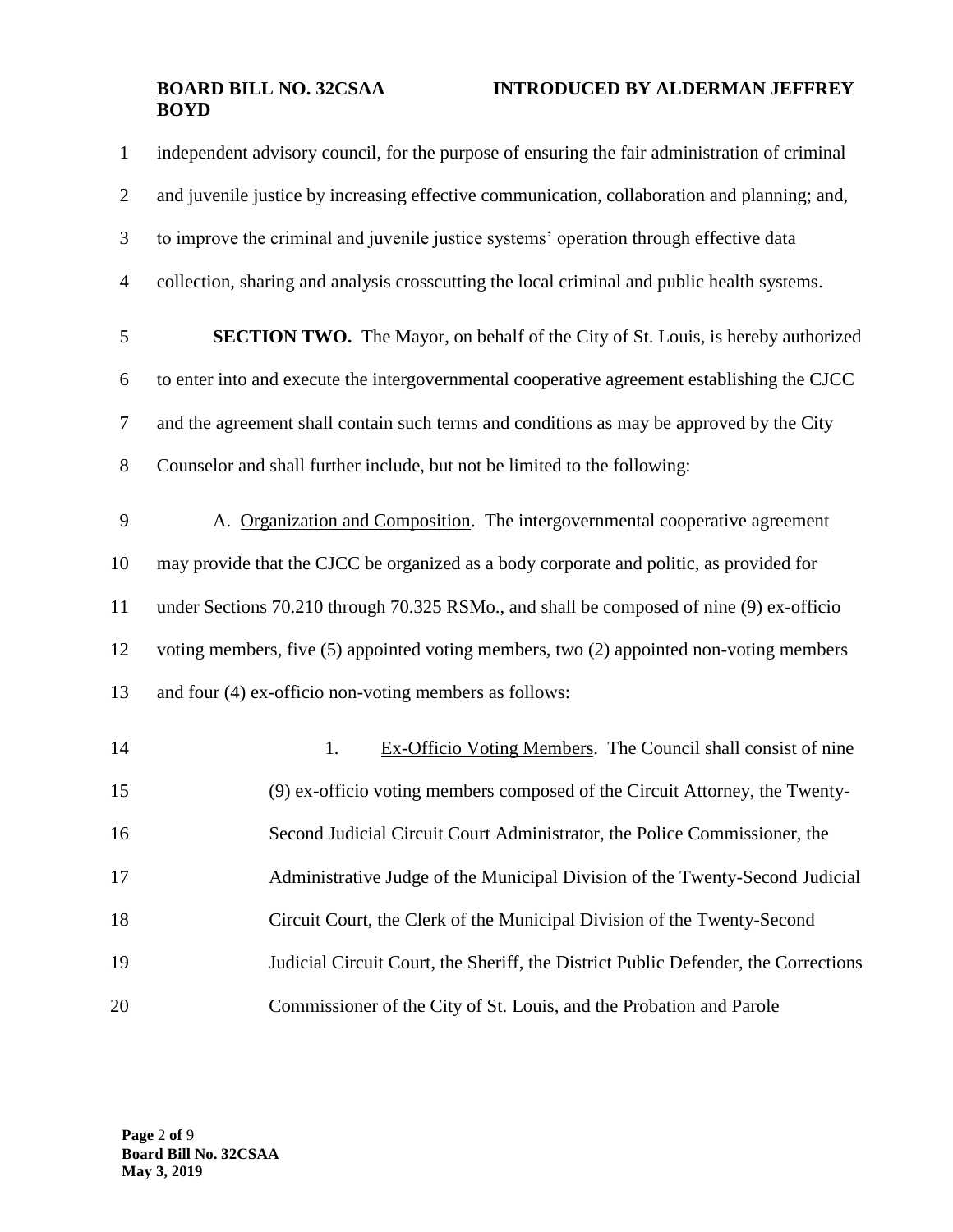independent advisory council, for the purpose of ensuring the fair administration of criminal and juvenile justice by increasing effective communication, collaboration and planning; and, to improve the criminal and juvenile justice systems' operation through effective data collection, sharing and analysis crosscutting the local criminal and public health systems.

**SECTION TWO.** The Mayor, on behalf of the City of St. Louis, is hereby authorized to enter into and execute the intergovernmental cooperative agreement establishing the CJCC and the agreement shall contain such terms and conditions as may be approved by the City Counselor and shall further include, but not be limited to the following:

A. Organization and Composition. The intergovernmental cooperative agreement may provide that the CJCC be organized as a body corporate and politic, as provided for under Sections 70.210 through 70.325 RSMo., and shall be composed of nine (9) ex-officio voting members, five (5) appointed voting members, two (2) appointed non-voting members and four (4) ex-officio non-voting members as follows:

1. Ex-Officio Voting Members. The Council shall consist of nine (9) ex-officio voting members composed of the Circuit Attorney, the Twenty-Second Judicial Circuit Court Administrator, the Police Commissioner, the Administrative Judge of the Municipal Division of the Twenty-Second Judicial Circuit Court, the Clerk of the Municipal Division of the Twenty-Second Judicial Circuit Court, the Sheriff, the District Public Defender, the Corrections Commissioner of the City of St. Louis, and the Probation and Parole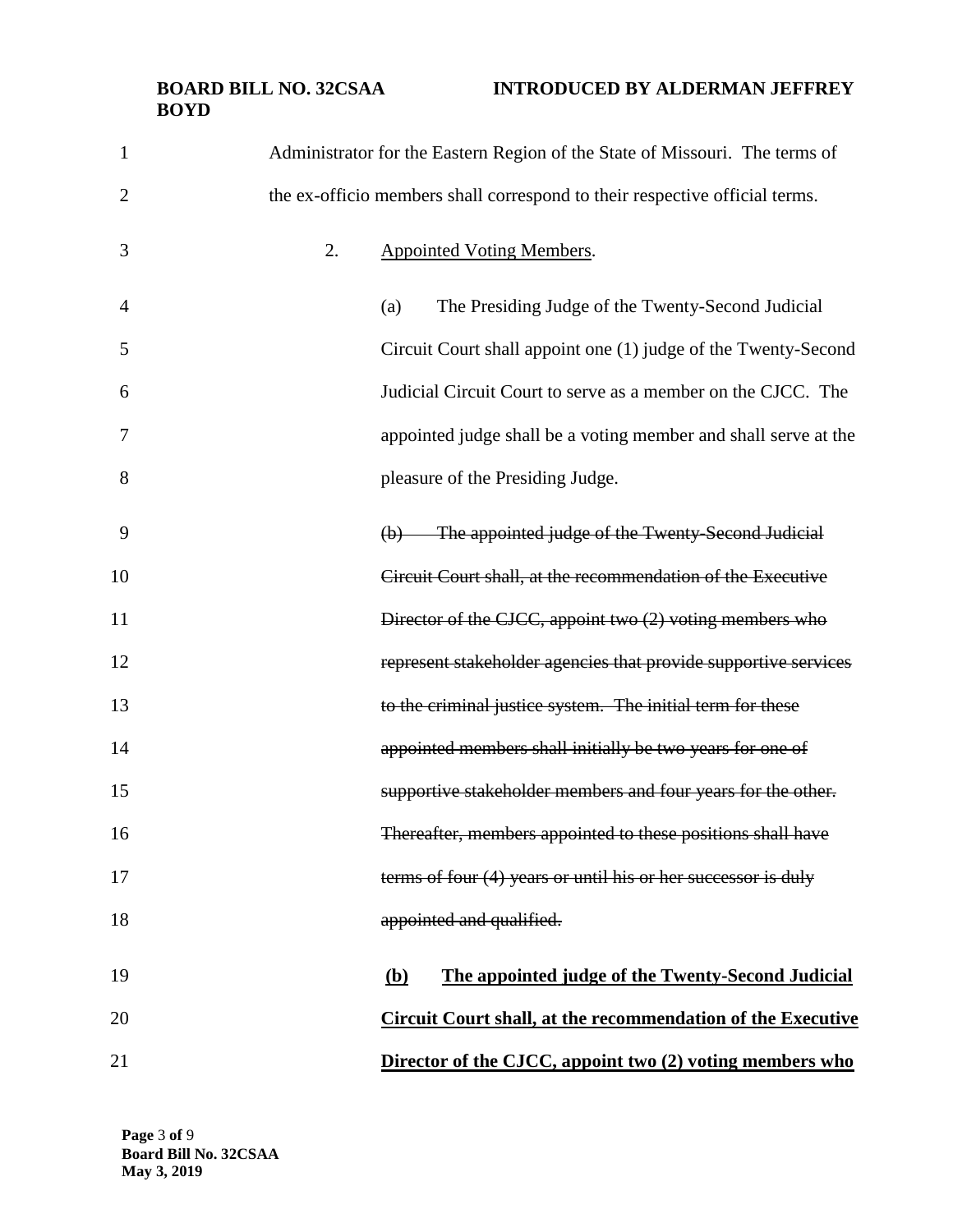Administrator for the Eastern Region of the State of Missouri. The terms of the ex-officio members shall correspond to their respective official terms.

2. Appointed Voting Members.

(a) The Presiding Judge of the Twenty-Second Judicial Circuit Court shall appoint one (1) judge of the Twenty-Second Judicial Circuit Court to serve as a member on the CJCC. The appointed judge shall be a voting member and shall serve at the pleasure of the Presiding Judge.

~~(b) The appointed judge of the Twenty-Second Judicial Circuit Court shall, at the recommendation of the Executive Director of the CJCC, appoint two (2) voting members who represent stakeholder agencies that provide supportive services to the criminal justice system. The initial term for these appointed members shall initially be two years for one of supportive stakeholder members and four years for the other. Thereafter, members appointed to these positions shall have terms of four (4) years or until his or her successor is duly appointed and qualified.~~

**(b) The appointed judge of the Twenty-Second Judicial Circuit Court shall, at the recommendation of the Executive Director of the CJCC, appoint two (2) voting members who**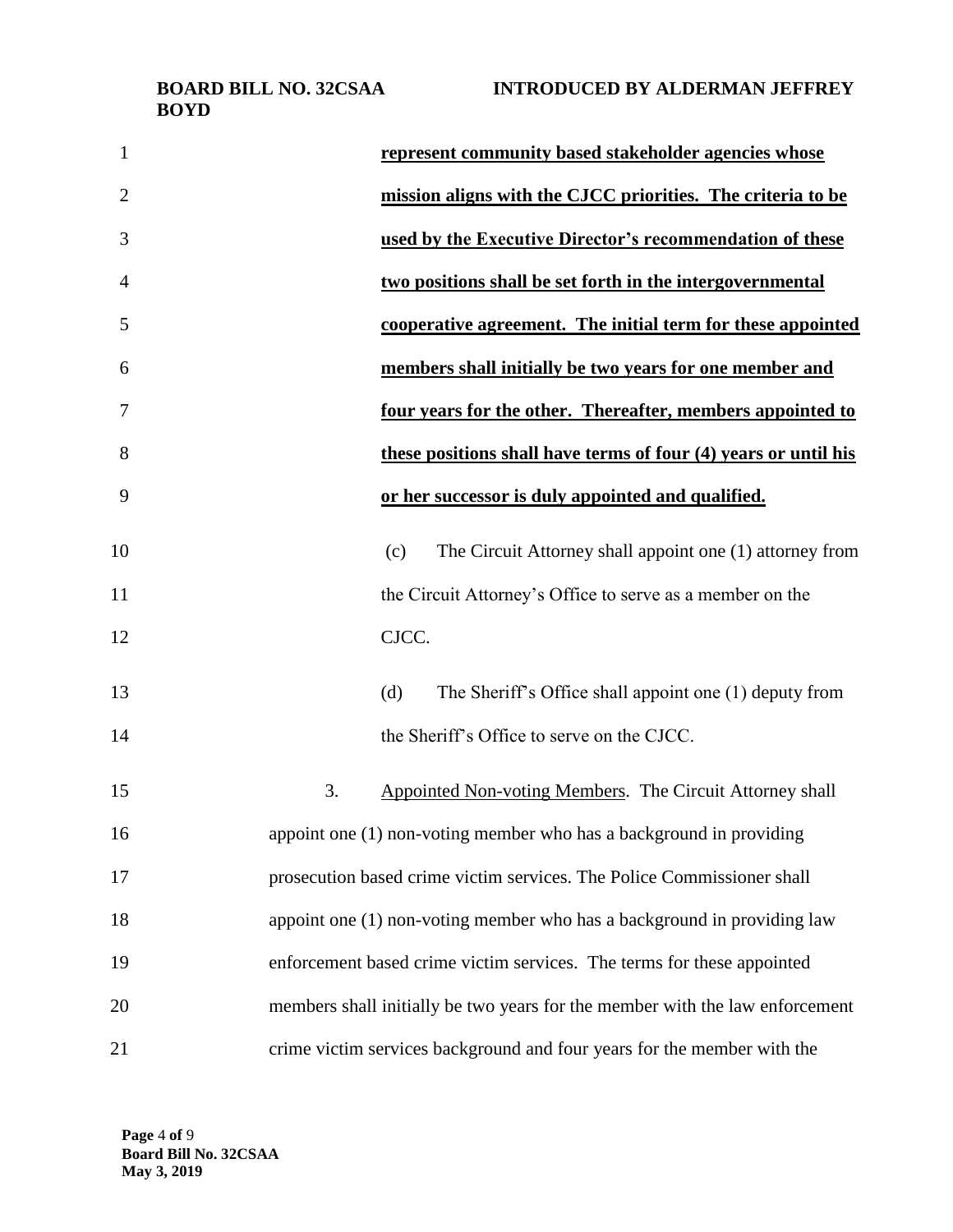**<u>represent community based stakeholder agencies whose mission aligns with the CJCC priorities. The criteria to be used by the Executive Director's recommendation of these two positions shall be set forth in the intergovernmental cooperative agreement. The initial term for these appointed members shall initially be two years for one member and four years for the other. Thereafter, members appointed to these positions shall have terms of four (4) years or until his or her successor is duly appointed and qualified.</u>**

(c) The Circuit Attorney shall appoint one (1) attorney from the Circuit Attorney's Office to serve as a member on the CJCC.

(d) The Sheriff's Office shall appoint one (1) deputy from the Sheriff's Office to serve on the CJCC.

3. <u>Appointed Non-voting Members</u>. The Circuit Attorney shall appoint one (1) non-voting member who has a background in providing prosecution based crime victim services. The Police Commissioner shall appoint one (1) non-voting member who has a background in providing law enforcement based crime victim services. The terms for these appointed members shall initially be two years for the member with the law enforcement crime victim services background and four years for the member with the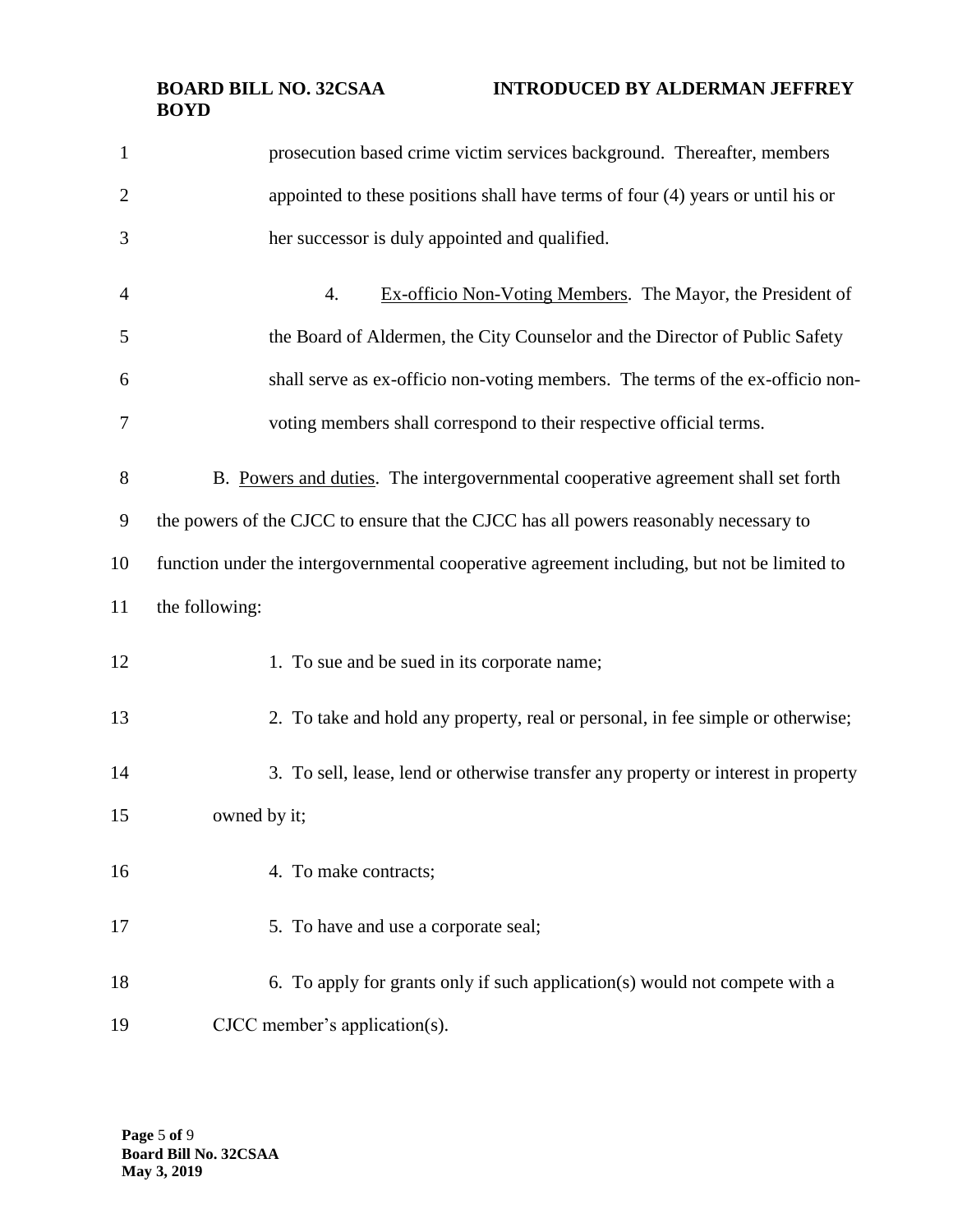prosecution based crime victim services background. Thereafter, members appointed to these positions shall have terms of four (4) years or until his or her successor is duly appointed and qualified.

4. Ex-officio Non-Voting Members. The Mayor, the President of the Board of Aldermen, the City Counselor and the Director of Public Safety shall serve as ex-officio non-voting members. The terms of the ex-officio non-voting members shall correspond to their respective official terms.

B. Powers and duties. The intergovernmental cooperative agreement shall set forth the powers of the CJCC to ensure that the CJCC has all powers reasonably necessary to function under the intergovernmental cooperative agreement including, but not be limited to the following:

1. To sue and be sued in its corporate name;

2. To take and hold any property, real or personal, in fee simple or otherwise;

3. To sell, lease, lend or otherwise transfer any property or interest in property owned by it;

4. To make contracts;

5. To have and use a corporate seal;

6. To apply for grants only if such application(s) would not compete with a CJCC member's application(s).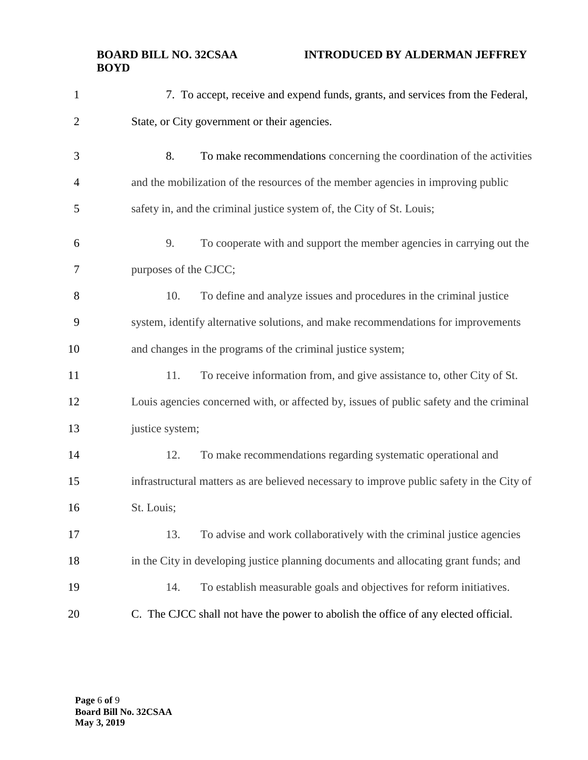7. To accept, receive and expend funds, grants, and services from the Federal, State, or City government or their agencies.

8. To make recommendations concerning the coordination of the activities and the mobilization of the resources of the member agencies in improving public safety in, and the criminal justice system of, the City of St. Louis;

9. To cooperate with and support the member agencies in carrying out the purposes of the CJCC;

10. To define and analyze issues and procedures in the criminal justice system, identify alternative solutions, and make recommendations for improvements and changes in the programs of the criminal justice system;

11. To receive information from, and give assistance to, other City of St. Louis agencies concerned with, or affected by, issues of public safety and the criminal justice system;

12. To make recommendations regarding systematic operational and infrastructural matters as are believed necessary to improve public safety in the City of St. Louis;

13. To advise and work collaboratively with the criminal justice agencies in the City in developing justice planning documents and allocating grant funds; and

14. To establish measurable goals and objectives for reform initiatives.

C. The CJCC shall not have the power to abolish the office of any elected official.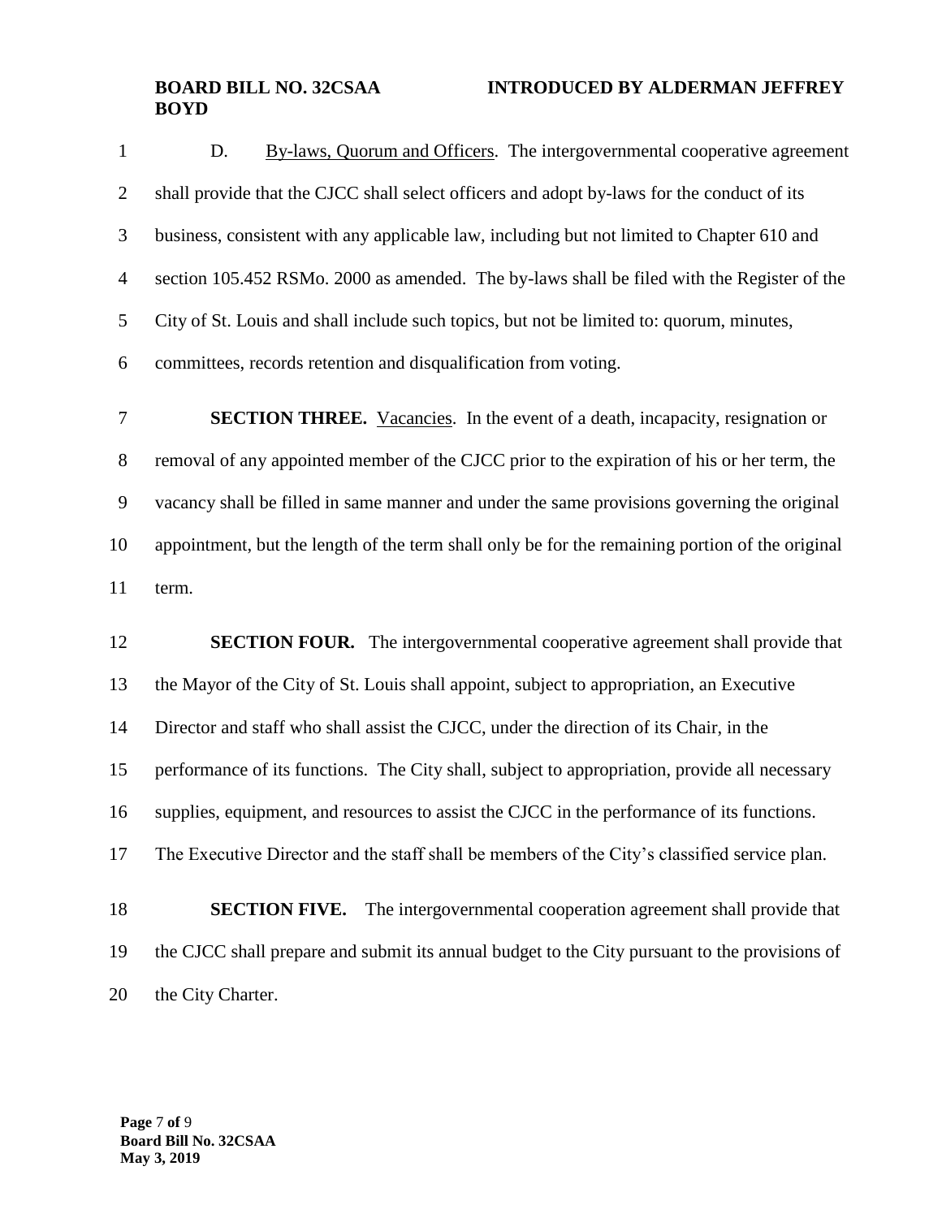D. By-laws, Quorum and Officers. The intergovernmental cooperative agreement shall provide that the CJCC shall select officers and adopt by-laws for the conduct of its business, consistent with any applicable law, including but not limited to Chapter 610 and section 105.452 RSMo. 2000 as amended. The by-laws shall be filed with the Register of the City of St. Louis and shall include such topics, but not be limited to: quorum, minutes, committees, records retention and disqualification from voting.

**SECTION THREE.** Vacancies. In the event of a death, incapacity, resignation or removal of any appointed member of the CJCC prior to the expiration of his or her term, the vacancy shall be filled in same manner and under the same provisions governing the original appointment, but the length of the term shall only be for the remaining portion of the original term.

**SECTION FOUR.** The intergovernmental cooperative agreement shall provide that the Mayor of the City of St. Louis shall appoint, subject to appropriation, an Executive Director and staff who shall assist the CJCC, under the direction of its Chair, in the performance of its functions. The City shall, subject to appropriation, provide all necessary supplies, equipment, and resources to assist the CJCC in the performance of its functions. The Executive Director and the staff shall be members of the City's classified service plan.

**SECTION FIVE.** The intergovernmental cooperation agreement shall provide that the CJCC shall prepare and submit its annual budget to the City pursuant to the provisions of the City Charter.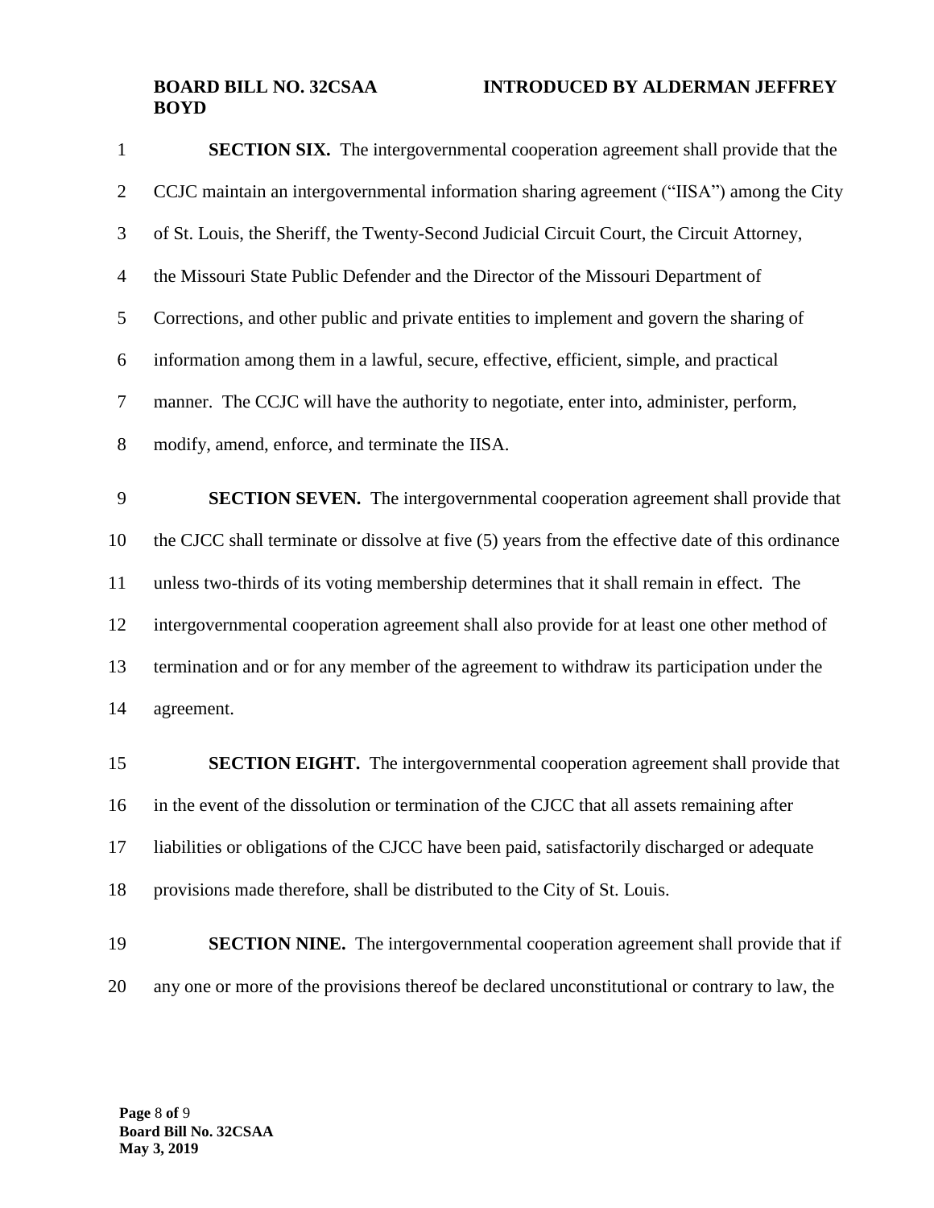**SECTION SIX.** The intergovernmental cooperation agreement shall provide that the CCJC maintain an intergovernmental information sharing agreement ("IISA") among the City of St. Louis, the Sheriff, the Twenty-Second Judicial Circuit Court, the Circuit Attorney, the Missouri State Public Defender and the Director of the Missouri Department of Corrections, and other public and private entities to implement and govern the sharing of information among them in a lawful, secure, effective, efficient, simple, and practical manner. The CCJC will have the authority to negotiate, enter into, administer, perform, modify, amend, enforce, and terminate the IISA.

**SECTION SEVEN.** The intergovernmental cooperation agreement shall provide that the CJCC shall terminate or dissolve at five (5) years from the effective date of this ordinance unless two-thirds of its voting membership determines that it shall remain in effect. The intergovernmental cooperation agreement shall also provide for at least one other method of termination and or for any member of the agreement to withdraw its participation under the agreement.

**SECTION EIGHT.** The intergovernmental cooperation agreement shall provide that in the event of the dissolution or termination of the CJCC that all assets remaining after liabilities or obligations of the CJCC have been paid, satisfactorily discharged or adequate provisions made therefore, shall be distributed to the City of St. Louis.

**SECTION NINE.** The intergovernmental cooperation agreement shall provide that if any one or more of the provisions thereof be declared unconstitutional or contrary to law, the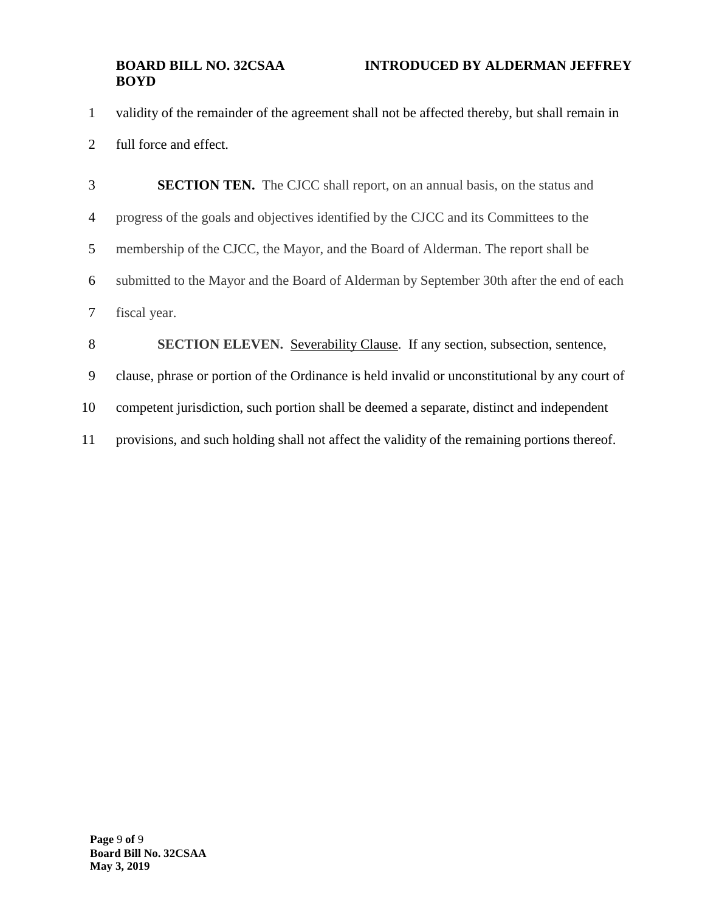validity of the remainder of the agreement shall not be affected thereby, but shall remain in full force and effect.

**SECTION TEN.** The CJCC shall report, on an annual basis, on the status and progress of the goals and objectives identified by the CJCC and its Committees to the membership of the CJCC, the Mayor, and the Board of Alderman. The report shall be submitted to the Mayor and the Board of Alderman by September 30th after the end of each fiscal year.

**SECTION ELEVEN.** Severability Clause. If any section, subsection, sentence, clause, phrase or portion of the Ordinance is held invalid or unconstitutional by any court of competent jurisdiction, such portion shall be deemed a separate, distinct and independent provisions, and such holding shall not affect the validity of the remaining portions thereof.